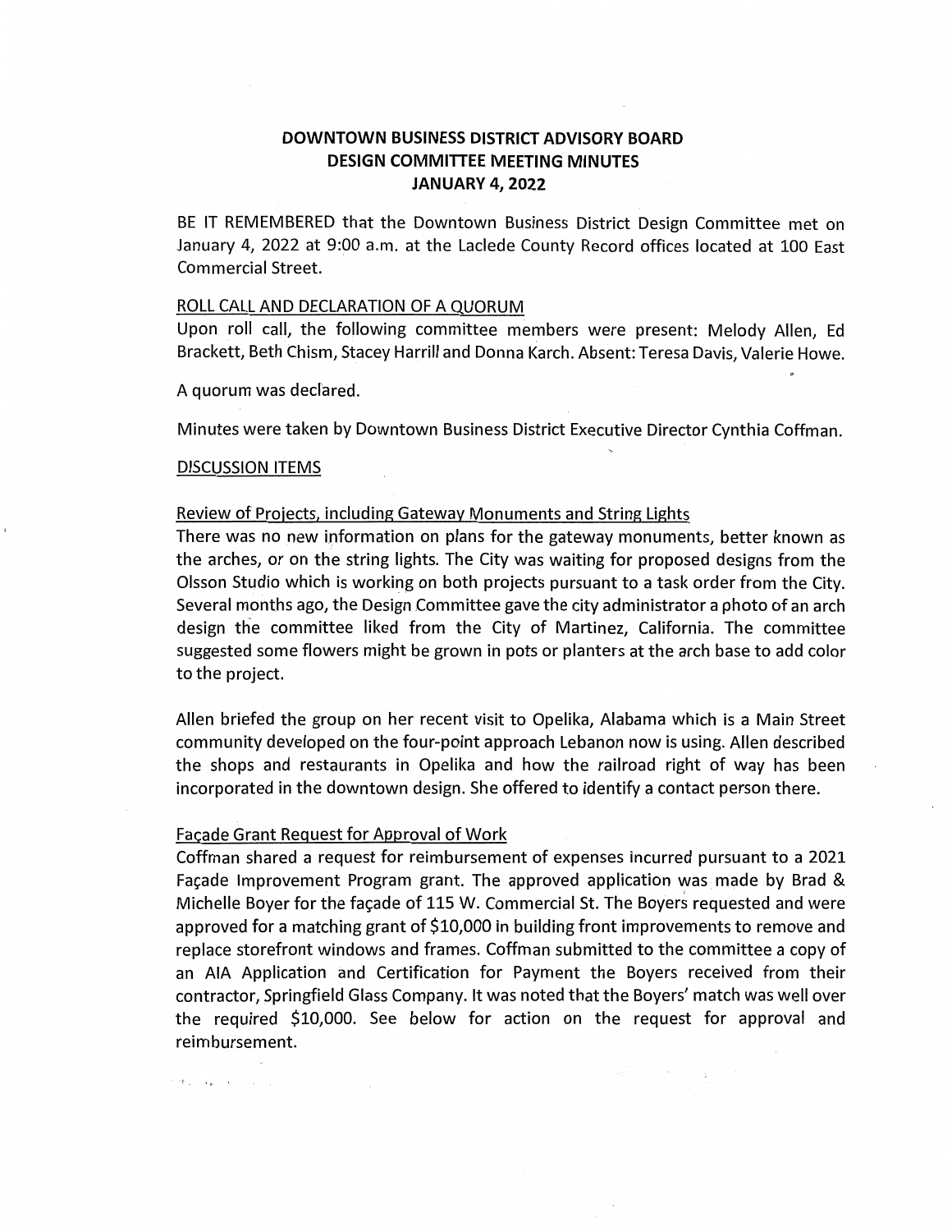# DOWNTOWN BUSINESS DISTRICT ADVISORY BOARD
# DESIGN COMMITTEE MEETING MINUTES
# JANUARY 4, 2022

BE IT REMEMBERED that the Downtown Business District Design Committee met on January 4, 2022 at 9:00 a.m. at the Laclede County Record offices located at 100 East Commercial Street.

## ROLL CALL AND DECLARATION OF A QUORUM

Upon roll call, the following committee members were present: Melody Allen, Ed Brackett, Beth Chism, Stacey Harrill and Donna Karch. Absent: Teresa Davis, Valerie Howe.

A quorum was declared.

Minutes were taken by Downtown Business District Executive Director Cynthia Coffman.

## DISCUSSION ITEMS

### Review of Projects, including Gateway Monuments and String Lights

There was no new information on plans for the gateway monuments, better known as the arches, or on the string lights. The City was waiting for proposed designs from the Olsson Studio which is working on both projects pursuant to a task order from the City. Several months ago, the Design Committee gave the city administrator a photo of an arch design the committee liked from the City of Martinez, California. The committee suggested some flowers might be grown in pots or planters at the arch base to add color to the project.

Allen briefed the group on her recent visit to Opelika, Alabama which is a Main Street community developed on the four-point approach Lebanon now is using. Allen described the shops and restaurants in Opelika and how the railroad right of way has been incorporated in the downtown design. She offered to identify a contact person there.

### Façade Grant Request for Approval of Work

Coffman shared a request for reimbursement of expenses incurred pursuant to a 2021 Façade Improvement Program grant. The approved application was made by Brad & Michelle Boyer for the façade of 115 W. Commercial St. The Boyers requested and were approved for a matching grant of $10,000 in building front improvements to remove and replace storefront windows and frames. Coffman submitted to the committee a copy of an AIA Application and Certification for Payment the Boyers received from their contractor, Springfield Glass Company. It was noted that the Boyers' match was well over the required $10,000. See below for action on the request for approval and reimbursement.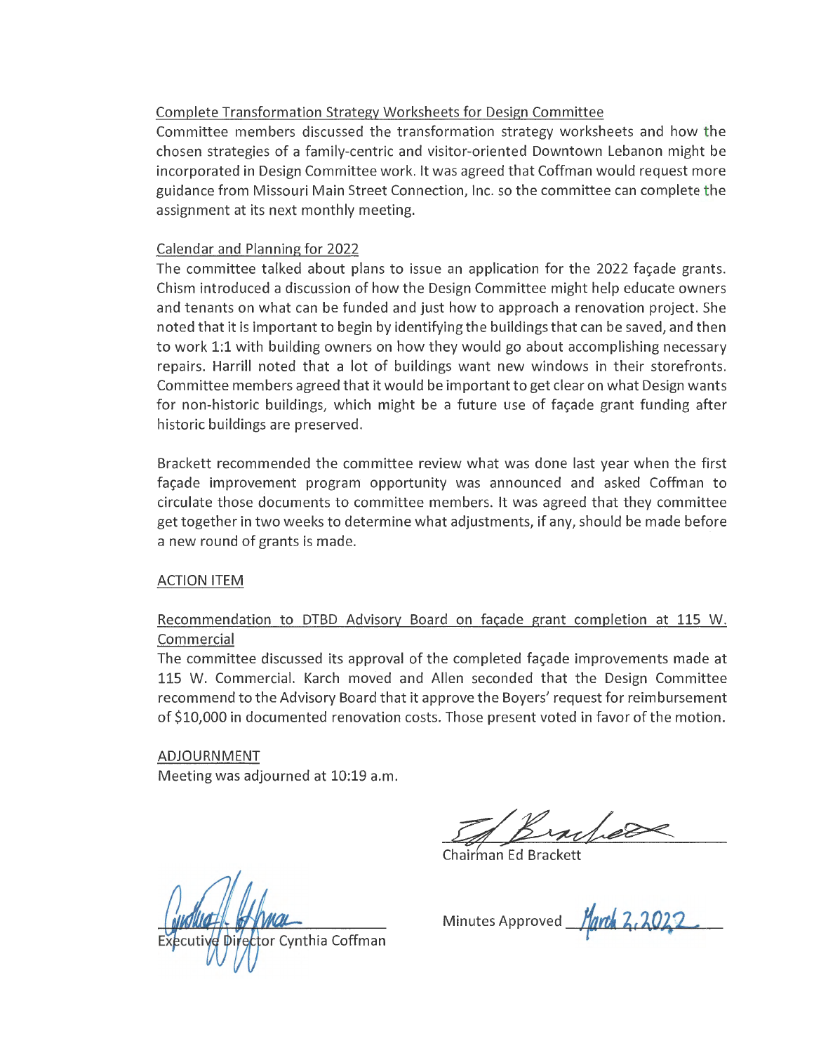Complete Transformation Strategy Worksheets for Design Committee

Committee members discussed the transformation strategy worksheets and how the chosen strategies of a family-centric and visitor-oriented Downtown Lebanon might be incorporated in Design Committee work. It was agreed that Coffman would request more guidance from Missouri Main Street Connection, Inc. so the committee can complete the assignment at its next monthly meeting.

Calendar and Planning for 2022

The committee talked about plans to issue an application for the 2022 façade grants. Chism introduced a discussion of how the Design Committee might help educate owners and tenants on what can be funded and just how to approach a renovation project. She noted that it is important to begin by identifying the buildings that can be saved, and then to work 1:1 with building owners on how they would go about accomplishing necessary repairs. Harrill noted that a lot of buildings want new windows in their storefronts. Committee members agreed that it would be important to get clear on what Design wants for non-historic buildings, which might be a future use of façade grant funding after historic buildings are preserved.

Brackett recommended the committee review what was done last year when the first façade improvement program opportunity was announced and asked Coffman to circulate those documents to committee members. It was agreed that they committee get together in two weeks to determine what adjustments, if any, should be made before a new round of grants is made.

ACTION ITEM

Recommendation to DTBD Advisory Board on façade grant completion at 115 W. Commercial

The committee discussed its approval of the completed façade improvements made at 115 W. Commercial. Karch moved and Allen seconded that the Design Committee recommend to the Advisory Board that it approve the Boyers' request for reimbursement of $10,000 in documented renovation costs. Those present voted in favor of the motion.

ADJOURNMENT

Meeting was adjourned at 10:19 a.m.

Chairman Ed Brackett

Executive Director Cynthia Coffman

Minutes Approved March 2, 2022